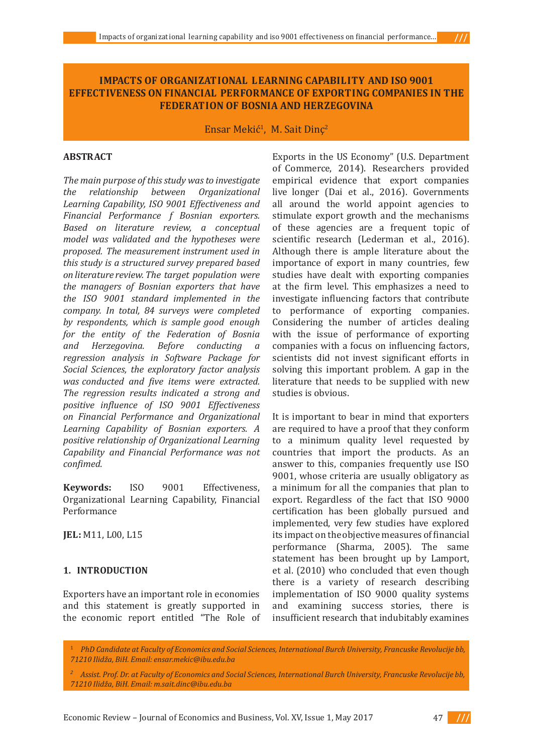# IMPACTS OF ORGANIZATIONAL LEARNING CAPABILITY AND ISO 9001 EFFECTIVENESS ON FINANCIAL PERFORMANCE OF EXPORTING COMPANIES IN THE FEDERATION OF BOSNIA AND HERZEGOVINA

Ensar Mekić[1], M. Sait Dinç[2]

## ABSTRACT

*The main purpose of this study was to investigate the relationship between Organizational Learning Capability, ISO 9001 Effectiveness and Financial Performance f Bosnian exporters. Based on literature review, a conceptual model was validated and the hypotheses were proposed. The measurement instrument used in this study is a structured survey prepared based on literature review. The target population were the managers of Bosnian exporters that have the ISO 9001 standard implemented in the company. In total, 84 surveys were completed by respondents, which is sample good enough for the entity of the Federation of Bosnia and Herzegovina. Before conducting a regression analysis in Software Package for Social Sciences, the exploratory factor analysis was conducted and five items were extracted. The regression results indicated a strong and positive influence of ISO 9001 Effectiveness on Financial Performance and Organizational Learning Capability of Bosnian exporters. A positive relationship of Organizational Learning Capability and Financial Performance was not confimed.*

**Keywords:** ISO 9001 Effectiveness, Organizational Learning Capability, Financial Performance

**JEL:** M11, L00, L15

## 1. INTRODUCTION

Exporters have an important role in economies and this statement is greatly supported in the economic report entitled "The Role of Exports in the US Economy" (U.S. Department of Commerce, 2014). Researchers provided empirical evidence that export companies live longer (Dai et al., 2016). Governments all around the world appoint agencies to stimulate export growth and the mechanisms of these agencies are a frequent topic of scientific research (Lederman et al., 2016). Although there is ample literature about the importance of export in many countries, few studies have dealt with exporting companies at the firm level. This emphasizes a need to investigate influencing factors that contribute to performance of exporting companies. Considering the number of articles dealing with the issue of performance of exporting companies with a focus on influencing factors, scientists did not invest significant efforts in solving this important problem. A gap in the literature that needs to be supplied with new studies is obvious.

It is important to bear in mind that exporters are required to have a proof that they conform to a minimum quality level requested by countries that import the products. As an answer to this, companies frequently use ISO 9001, whose criteria are usually obligatory as a minimum for all the companies that plan to export. Regardless of the fact that ISO 9000 certification has been globally pursued and implemented, very few studies have explored its impact on the objective measures of financial performance (Sharma, 2005). The same statement has been brought up by Lamport, et al. (2010) who concluded that even though there is a variety of research describing implementation of ISO 9000 quality systems and examining success stories, there is insufficient research that indubitably examines

---

[1] *PhD Candidate at Faculty of Economics and Social Sciences, International Burch University, Francuske Revolucije bb, 71210 Ilidža, BiH. Email: ensar.mekic@ibu.edu.ba*

[2] *Assist. Prof. Dr. at Faculty of Economics and Social Sciences, International Burch University, Francuske Revolucije bb, 71210 Ilidža, BiH. Email: m.sait.dinc@ibu.edu.ba*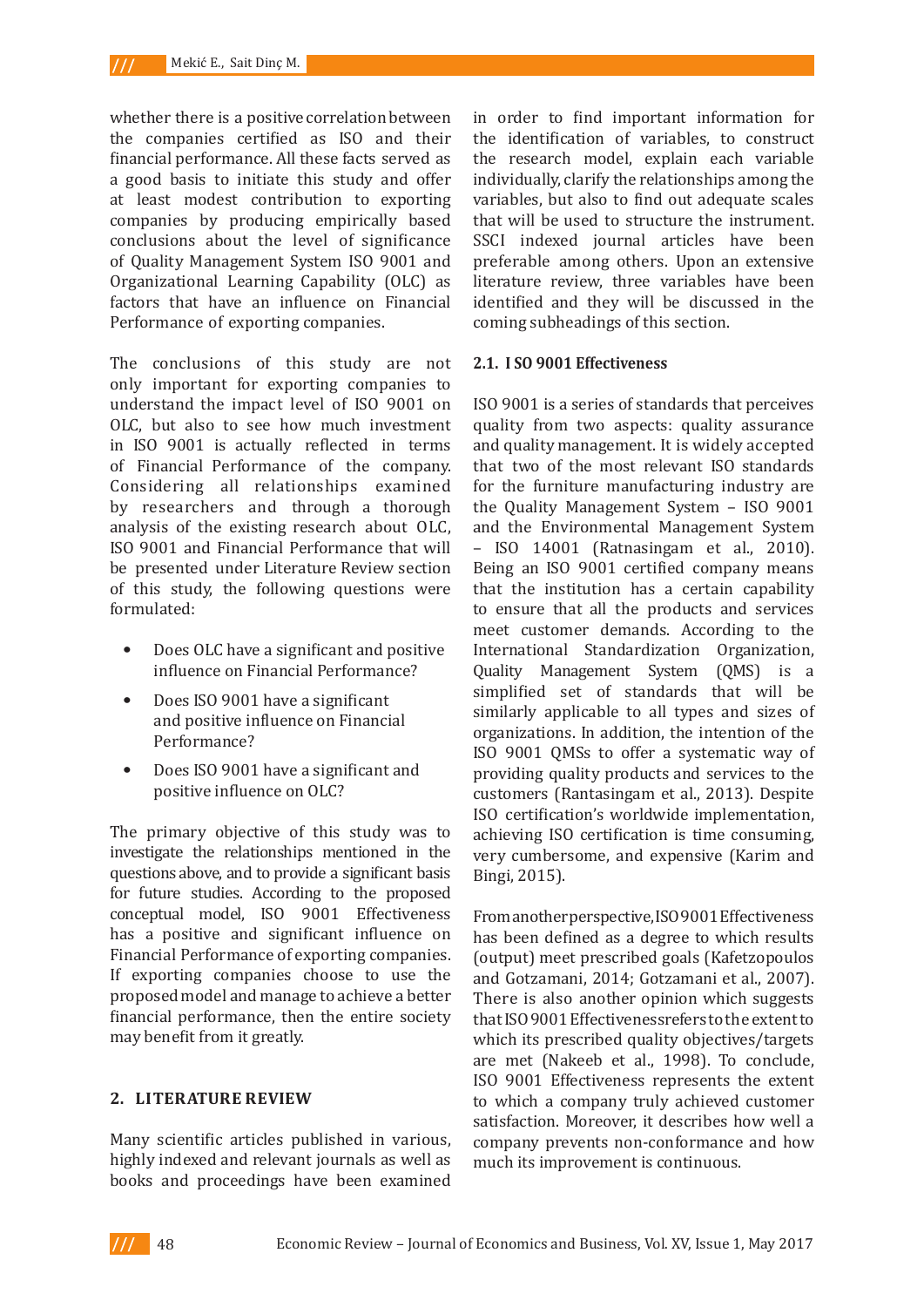whether there is a positive correlation between the companies certified as ISO and their financial performance. All these facts served as a good basis to initiate this study and offer at least modest contribution to exporting companies by producing empirically based conclusions about the level of significance of Quality Management System ISO 9001 and Organizational Learning Capability (OLC) as factors that have an influence on Financial Performance of exporting companies.

The conclusions of this study are not only important for exporting companies to understand the impact level of ISO 9001 on OLC, but also to see how much investment in ISO 9001 is actually reflected in terms of Financial Performance of the company. Considering all relationships examined by researchers and through a thorough analysis of the existing research about OLC, ISO 9001 and Financial Performance that will be presented under Literature Review section of this study, the following questions were formulated:

- Does OLC have a significant and positive influence on Financial Performance?
- Does ISO 9001 have a significant and positive influence on Financial Performance?
- Does ISO 9001 have a significant and positive influence on OLC?

The primary objective of this study was to investigate the relationships mentioned in the questions above, and to provide a significant basis for future studies. According to the proposed conceptual model, ISO 9001 Effectiveness has a positive and significant influence on Financial Performance of exporting companies. If exporting companies choose to use the proposed model and manage to achieve a better financial performance, then the entire society may benefit from it greatly.

## 2. LITERATURE REVIEW

Many scientific articles published in various, highly indexed and relevant journals as well as books and proceedings have been examined in order to find important information for the identification of variables, to construct the research model, explain each variable individually, clarify the relationships among the variables, but also to find out adequate scales that will be used to structure the instrument. SSCI indexed journal articles have been preferable among others. Upon an extensive literature review, three variables have been identified and they will be discussed in the coming subheadings of this section.

### 2.1. I SO 9001 Effectiveness

ISO 9001 is a series of standards that perceives quality from two aspects: quality assurance and quality management. It is widely accepted that two of the most relevant ISO standards for the furniture manufacturing industry are the Quality Management System – ISO 9001 and the Environmental Management System – ISO 14001 (Ratnasingam et al., 2010). Being an ISO 9001 certified company means that the institution has a certain capability to ensure that all the products and services meet customer demands. According to the International Standardization Organization, Quality Management System (QMS) is a simplified set of standards that will be similarly applicable to all types and sizes of organizations. In addition, the intention of the ISO 9001 QMSs to offer a systematic way of providing quality products and services to the customers (Rantasingam et al., 2013). Despite ISO certification's worldwide implementation, achieving ISO certification is time consuming, very cumbersome, and expensive (Karim and Bingi, 2015).

From another perspective, ISO 9001 Effectiveness has been defined as a degree to which results (output) meet prescribed goals (Kafetzopoulos and Gotzamani, 2014; Gotzamani et al., 2007). There is also another opinion which suggests that ISO 9001 Effectiveness refers to the extent to which its prescribed quality objectives/targets are met (Nakeeb et al., 1998). To conclude, ISO 9001 Effectiveness represents the extent to which a company truly achieved customer satisfaction. Moreover, it describes how well a company prevents non-conformance and how much its improvement is continuous.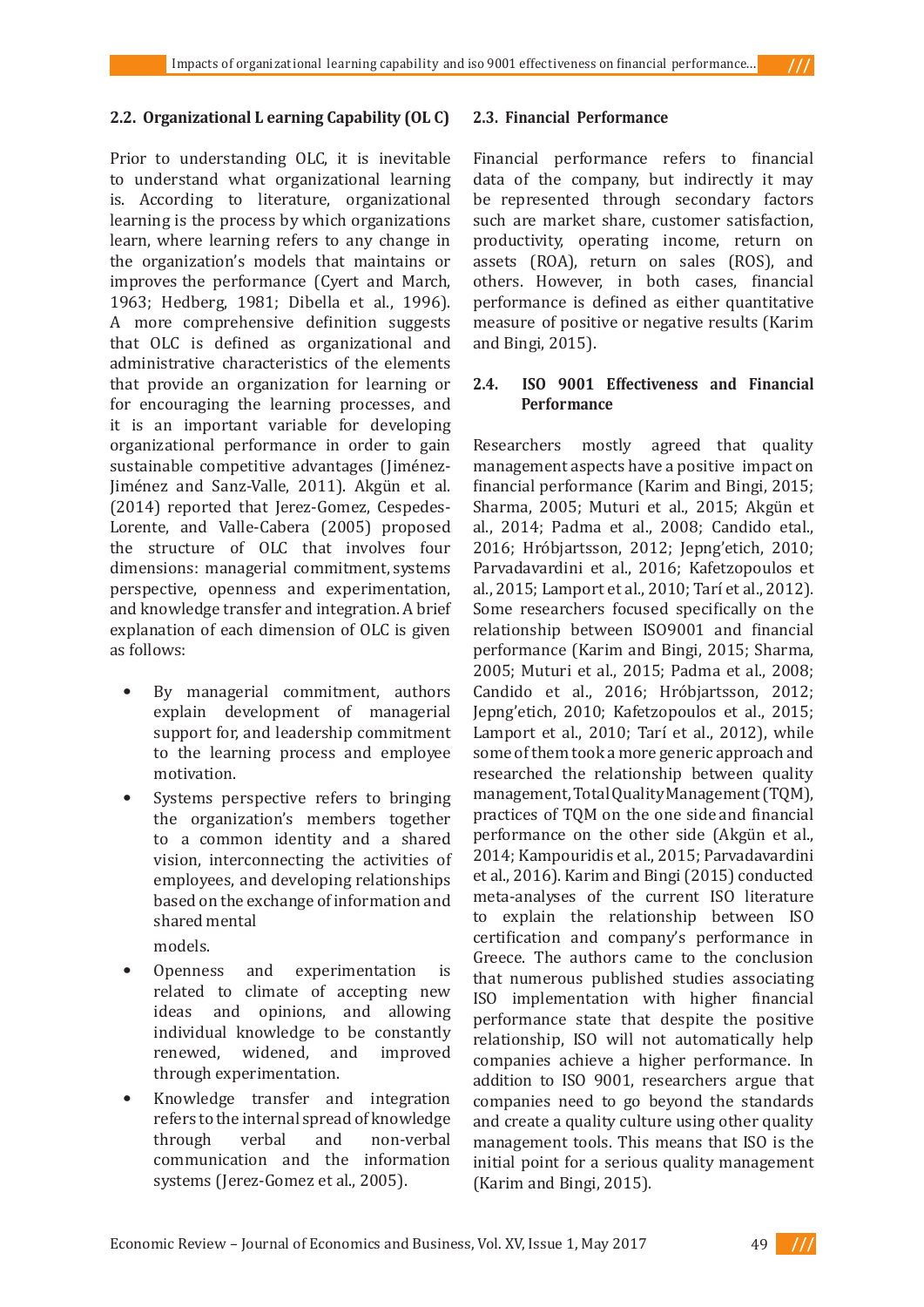## 2.2. Organizational Learning Capability (OLC)

Prior to understanding OLC, it is inevitable to understand what organizational learning is. According to literature, organizational learning is the process by which organizations learn, where learning refers to any change in the organization's models that maintains or improves the performance (Cyert and March, 1963; Hedberg, 1981; Dibella et al., 1996). A more comprehensive definition suggests that OLC is defined as organizational and administrative characteristics of the elements that provide an organization for learning or for encouraging the learning processes, and it is an important variable for developing organizational performance in order to gain sustainable competitive advantages (Jiménez-Jiménez and Sanz-Valle, 2011). Akgün et al. (2014) reported that Jerez-Gomez, Cespedes-Lorente, and Valle-Cabera (2005) proposed the structure of OLC that involves four dimensions: managerial commitment, systems perspective, openness and experimentation, and knowledge transfer and integration. A brief explanation of each dimension of OLC is given as follows:

- By managerial commitment, authors explain development of managerial support for, and leadership commitment to the learning process and employee motivation.
- Systems perspective refers to bringing the organization's members together to a common identity and a shared vision, interconnecting the activities of employees, and developing relationships based on the exchange of information and shared mental models.
- Openness and experimentation is related to climate of accepting new ideas and opinions, and allowing individual knowledge to be constantly renewed, widened, and improved through experimentation.
- Knowledge transfer and integration refers to the internal spread of knowledge through verbal and non-verbal communication and the information systems (Jerez-Gomez et al., 2005).

## 2.3. Financial Performance

Financial performance refers to financial data of the company, but indirectly it may be represented through secondary factors such are market share, customer satisfaction, productivity, operating income, return on assets (ROA), return on sales (ROS), and others. However, in both cases, financial performance is defined as either quantitative measure of positive or negative results (Karim and Bingi, 2015).

## 2.4. ISO 9001 Effectiveness and Financial Performance

Researchers mostly agreed that quality management aspects have a positive impact on financial performance (Karim and Bingi, 2015; Sharma, 2005; Muturi et al., 2015; Akgün et al., 2014; Padma et al., 2008; Candido etal., 2016; Hróbjartsson, 2012; Jepng'etich, 2010; Parvadavardini et al., 2016; Kafetzopoulos et al., 2015; Lamport et al., 2010; Tarí et al., 2012). Some researchers focused specifically on the relationship between ISO9001 and financial performance (Karim and Bingi, 2015; Sharma, 2005; Muturi et al., 2015; Padma et al., 2008; Candido et al., 2016; Hróbjartsson, 2012; Jepng'etich, 2010; Kafetzopoulos et al., 2015; Lamport et al., 2010; Tarí et al., 2012), while some of them took a more generic approach and researched the relationship between quality management, Total Quality Management (TQM), practices of TQM on the one side and financial performance on the other side (Akgün et al., 2014; Kampouridis et al., 2015; Parvadavardini et al., 2016). Karim and Bingi (2015) conducted meta-analyses of the current ISO literature to explain the relationship between ISO certification and company's performance in Greece. The authors came to the conclusion that numerous published studies associating ISO implementation with higher financial performance state that despite the positive relationship, ISO will not automatically help companies achieve a higher performance. In addition to ISO 9001, researchers argue that companies need to go beyond the standards and create a quality culture using other quality management tools. This means that ISO is the initial point for a serious quality management (Karim and Bingi, 2015).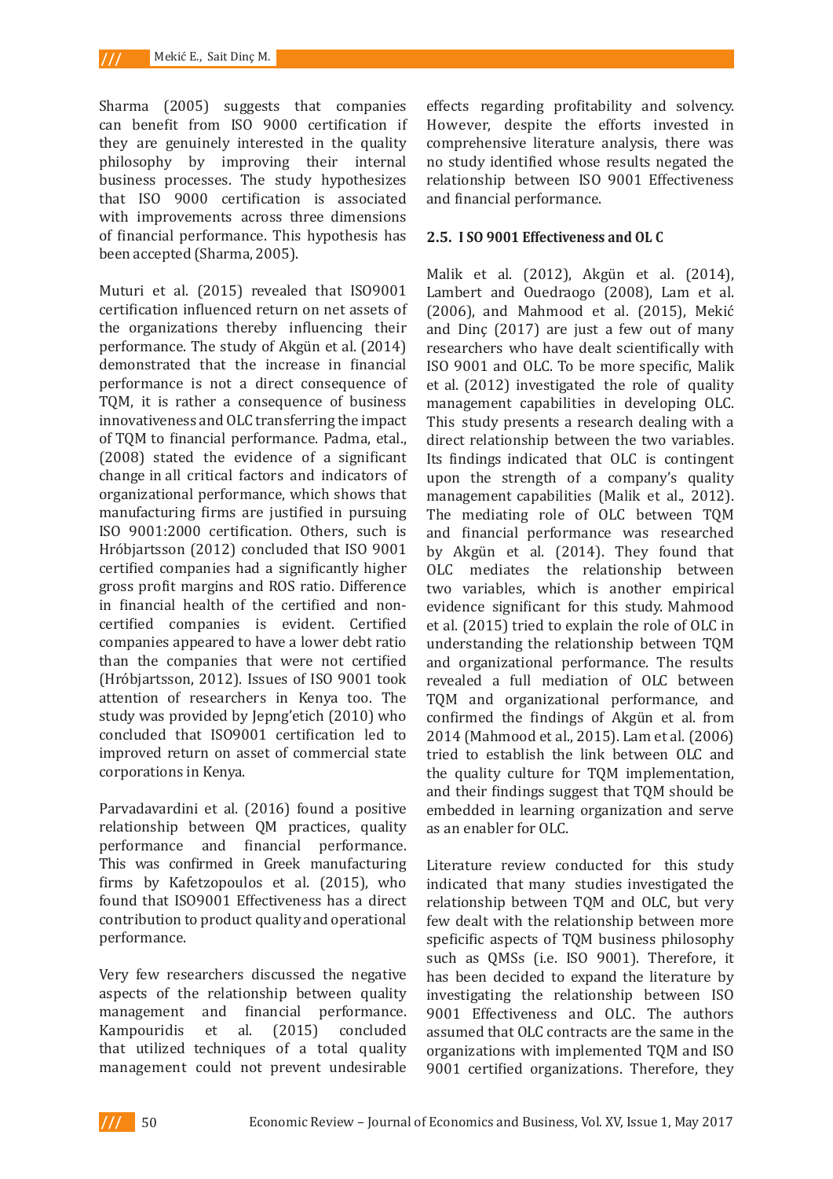Sharma (2005) suggests that companies can benefit from ISO 9000 certification if they are genuinely interested in the quality philosophy by improving their internal business processes. The study hypothesizes that ISO 9000 certification is associated with improvements across three dimensions of financial performance. This hypothesis has been accepted (Sharma, 2005).

Muturi et al. (2015) revealed that ISO9001 certification influenced return on net assets of the organizations thereby influencing their performance. The study of Akgün et al. (2014) demonstrated that the increase in financial performance is not a direct consequence of TQM, it is rather a consequence of business innovativeness and OLC transferring the impact of TQM to financial performance. Padma, etal., (2008) stated the evidence of a significant change in all critical factors and indicators of organizational performance, which shows that manufacturing firms are justified in pursuing ISO 9001:2000 certification. Others, such is Hróbjartsson (2012) concluded that ISO 9001 certified companies had a significantly higher gross profit margins and ROS ratio. Difference in financial health of the certified and non-certified companies is evident. Certified companies appeared to have a lower debt ratio than the companies that were not certified (Hróbjartsson, 2012). Issues of ISO 9001 took attention of researchers in Kenya too. The study was provided by Jepng'etich (2010) who concluded that ISO9001 certification led to improved return on asset of commercial state corporations in Kenya.

Parvadavardini et al. (2016) found a positive relationship between QM practices, quality performance and financial performance. This was confirmed in Greek manufacturing firms by Kafetzopoulos et al. (2015), who found that ISO9001 Effectiveness has a direct contribution to product quality and operational performance.

Very few researchers discussed the negative aspects of the relationship between quality management and financial performance. Kampouridis et al. (2015) concluded that utilized techniques of a total quality management could not prevent undesirable effects regarding profitability and solvency. However, despite the efforts invested in comprehensive literature analysis, there was no study identified whose results negated the relationship between ISO 9001 Effectiveness and financial performance.

## 2.5. I SO 9001 Effectiveness and OL C

Malik et al. (2012), Akgün et al. (2014), Lambert and Ouedraogo (2008), Lam et al. (2006), and Mahmood et al. (2015), Mekić and Dinç (2017) are just a few out of many researchers who have dealt scientifically with ISO 9001 and OLC. To be more specific, Malik et al. (2012) investigated the role of quality management capabilities in developing OLC. This study presents a research dealing with a direct relationship between the two variables. Its findings indicated that OLC is contingent upon the strength of a company's quality management capabilities (Malik et al., 2012). The mediating role of OLC between TQM and financial performance was researched by Akgün et al. (2014). They found that OLC mediates the relationship between two variables, which is another empirical evidence significant for this study. Mahmood et al. (2015) tried to explain the role of OLC in understanding the relationship between TQM and organizational performance. The results revealed a full mediation of OLC between TQM and organizational performance, and confirmed the findings of Akgün et al. from 2014 (Mahmood et al., 2015). Lam et al. (2006) tried to establish the link between OLC and the quality culture for TQM implementation, and their findings suggest that TQM should be embedded in learning organization and serve as an enabler for OLC.

Literature review conducted for this study indicated that many studies investigated the relationship between TQM and OLC, but very few dealt with the relationship between more speficific aspects of TQM business philosophy such as QMSs (i.e. ISO 9001). Therefore, it has been decided to expand the literature by investigating the relationship between ISO 9001 Effectiveness and OLC. The authors assumed that OLC contracts are the same in the organizations with implemented TQM and ISO 9001 certified organizations. Therefore, they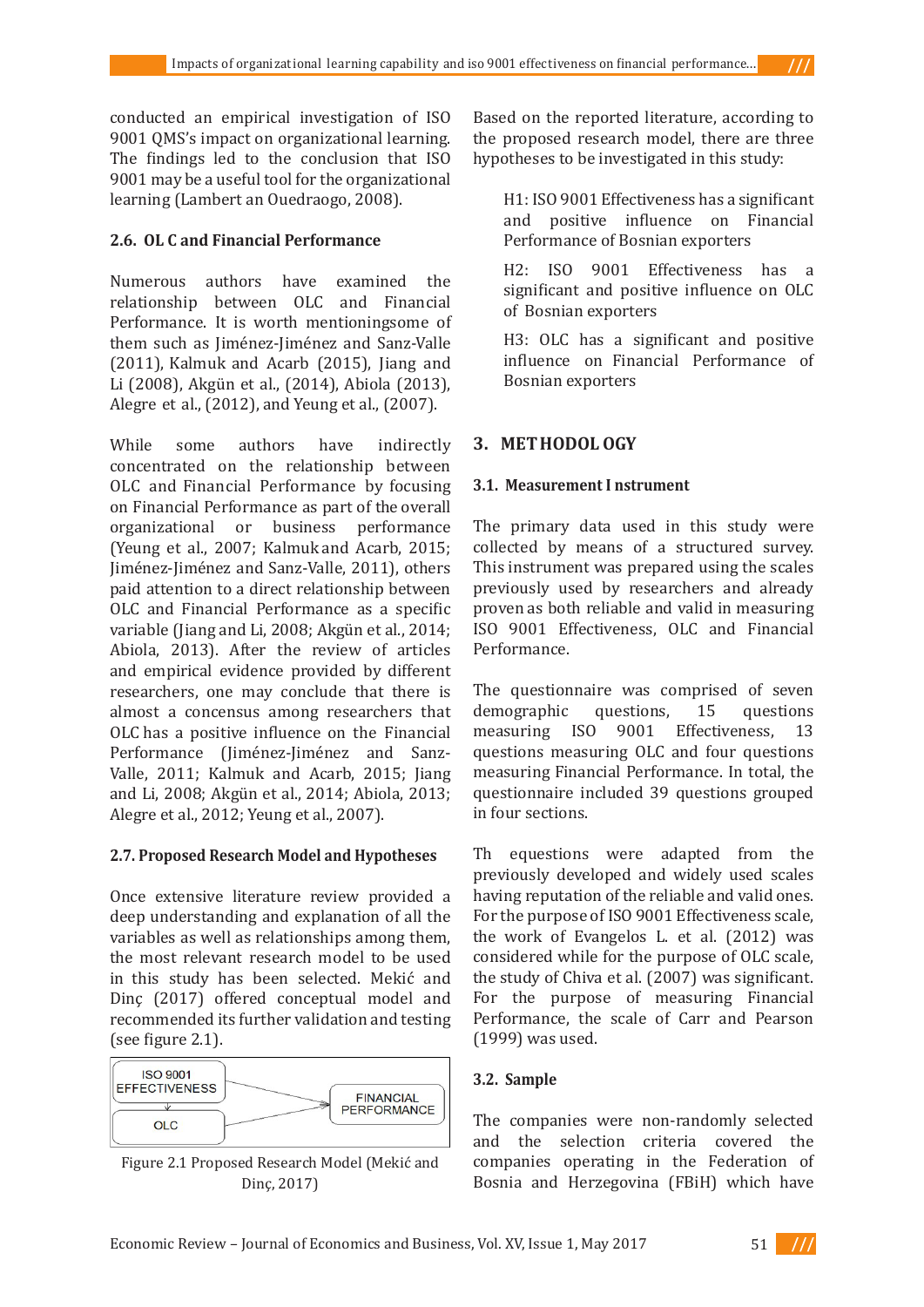conducted an empirical investigation of ISO 9001 QMS's impact on organizational learning. The findings led to the conclusion that ISO 9001 may be a useful tool for the organizational learning (Lambert an Ouedraogo, 2008).

### 2.6. OL C and Financial Performance

Numerous authors have examined the relationship between OLC and Financial Performance. It is worth mentioningsome of them such as Jiménez-Jiménez and Sanz-Valle (2011), Kalmuk and Acarb (2015), Jiang and Li (2008), Akgün et al., (2014), Abiola (2013), Alegre et al., (2012), and Yeung et al., (2007).

While some authors have indirectly concentrated on the relationship between OLC and Financial Performance by focusing on Financial Performance as part of the overall organizational or business performance (Yeung et al., 2007; Kalmukand Acarb, 2015; Jiménez-Jiménez and Sanz-Valle, 2011), others paid attention to a direct relationship between OLC and Financial Performance as a specific variable (Jiang and Li, 2008; Akgün et al., 2014; Abiola, 2013). After the review of articles and empirical evidence provided by different researchers, one may conclude that there is almost a concensus among researchers that OLC has a positive influence on the Financial Performance (Jiménez-Jiménez and Sanz-Valle, 2011; Kalmuk and Acarb, 2015; Jiang and Li, 2008; Akgün et al., 2014; Abiola, 2013; Alegre et al., 2012; Yeung et al., 2007).

### 2.7. Proposed Research Model and Hypotheses

Once extensive literature review provided a deep understanding and explanation of all the variables as well as relationships among them, the most relevant research model to be used in this study has been selected. Mekić and Dinç (2017) offered conceptual model and recommended its further validation and testing (see figure 2.1).

Figure 2.1 Proposed Research Model (Mekić and Dinç, 2017)

Based on the reported literature, according to the proposed research model, there are three hypotheses to be investigated in this study:

> H1: ISO 9001 Effectiveness has a significant and positive influence on Financial Performance of Bosnian exporters
>
> H2: ISO 9001 Effectiveness has a significant and positive influence on OLC of Bosnian exporters
>
> H3: OLC has a significant and positive influence on Financial Performance of Bosnian exporters

## 3. METHODOLOGY

### 3.1. Measurement Instrument

The primary data used in this study were collected by means of a structured survey. This instrument was prepared using the scales previously used by researchers and already proven as both reliable and valid in measuring ISO 9001 Effectiveness, OLC and Financial Performance.

The questionnaire was comprised of seven demographic questions, 15 questions measuring ISO 9001 Effectiveness, 13 questions measuring OLC and four questions measuring Financial Performance. In total, the questionnaire included 39 questions grouped in four sections.

Th equestions were adapted from the previously developed and widely used scales having reputation of the reliable and valid ones. For the purpose of ISO 9001 Effectiveness scale, the work of Evangelos L. et al. (2012) was considered while for the purpose of OLC scale, the study of Chiva et al. (2007) was significant. For the purpose of measuring Financial Performance, the scale of Carr and Pearson (1999) was used.

### 3.2. Sample

The companies were non-randomly selected and the selection criteria covered the companies operating in the Federation of Bosnia and Herzegovina (FBiH) which have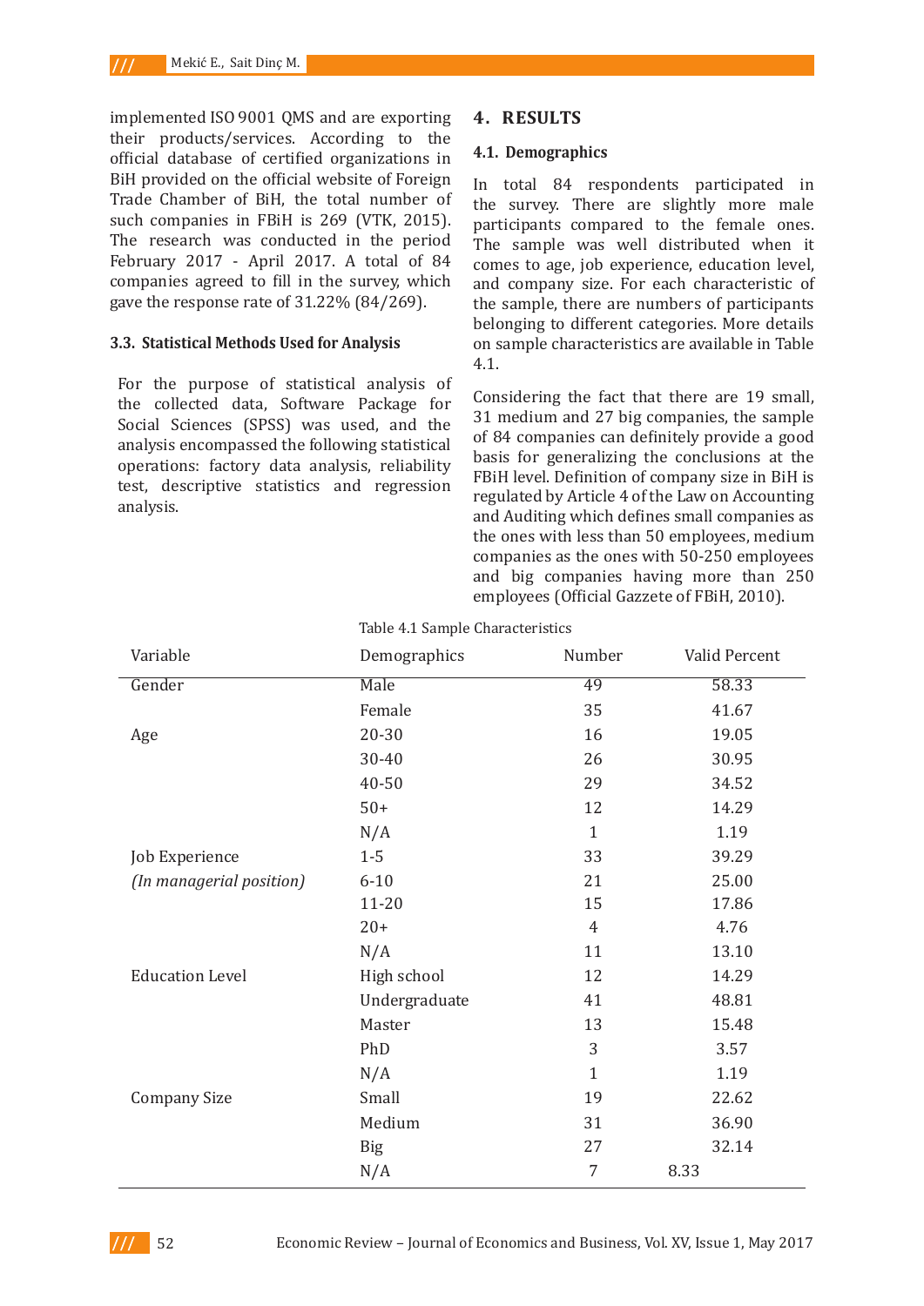implemented ISO 9001 QMS and are exporting their products/services. According to the official database of certified organizations in BiH provided on the official website of Foreign Trade Chamber of BiH, the total number of such companies in FBiH is 269 (VTK, 2015). The research was conducted in the period February 2017 - April 2017. A total of 84 companies agreed to fill in the survey, which gave the response rate of 31.22% (84/269).

### 3.3. Statistical Methods Used for Analysis

For the purpose of statistical analysis of the collected data, Software Package for Social Sciences (SPSS) was used, and the analysis encompassed the following statistical operations: factory data analysis, reliability test, descriptive statistics and regression analysis.

## 4. RESULTS

### 4.1. Demographics

In total 84 respondents participated in the survey. There are slightly more male participants compared to the female ones. The sample was well distributed when it comes to age, job experience, education level, and company size. For each characteristic of the sample, there are numbers of participants belonging to different categories. More details on sample characteristics are available in Table 4.1.

Considering the fact that there are 19 small, 31 medium and 27 big companies, the sample of 84 companies can definitely provide a good basis for generalizing the conclusions at the FBiH level. Definition of company size in BiH is regulated by Article 4 of the Law on Accounting and Auditing which defines small companies as the ones with less than 50 employees, medium companies as the ones with 50-250 employees and big companies having more than 250 employees (Official Gazzete of FBiH, 2010).

Table 4.1 Sample Characteristics

| Variable | Demographics | Number | Valid Percent |
|---|---|---|---|
| Gender | Male | 49 | 58.33 |
| | Female | 35 | 41.67 |
| Age | 20-30 | 16 | 19.05 |
| | 30-40 | 26 | 30.95 |
| | 40-50 | 29 | 34.52 |
| | 50+ | 12 | 14.29 |
| | N/A | 1 | 1.19 |
| Job Experience | 1-5 | 33 | 39.29 |
| *(In managerial position)* | 6-10 | 21 | 25.00 |
| | 11-20 | 15 | 17.86 |
| | 20+ | 4 | 4.76 |
| | N/A | 11 | 13.10 |
| Education Level | High school | 12 | 14.29 |
| | Undergraduate | 41 | 48.81 |
| | Master | 13 | 15.48 |
| | PhD | 3 | 3.57 |
| | N/A | 1 | 1.19 |
| Company Size | Small | 19 | 22.62 |
| | Medium | 31 | 36.90 |
| | Big | 27 | 32.14 |
| | N/A | 7 | 8.33 |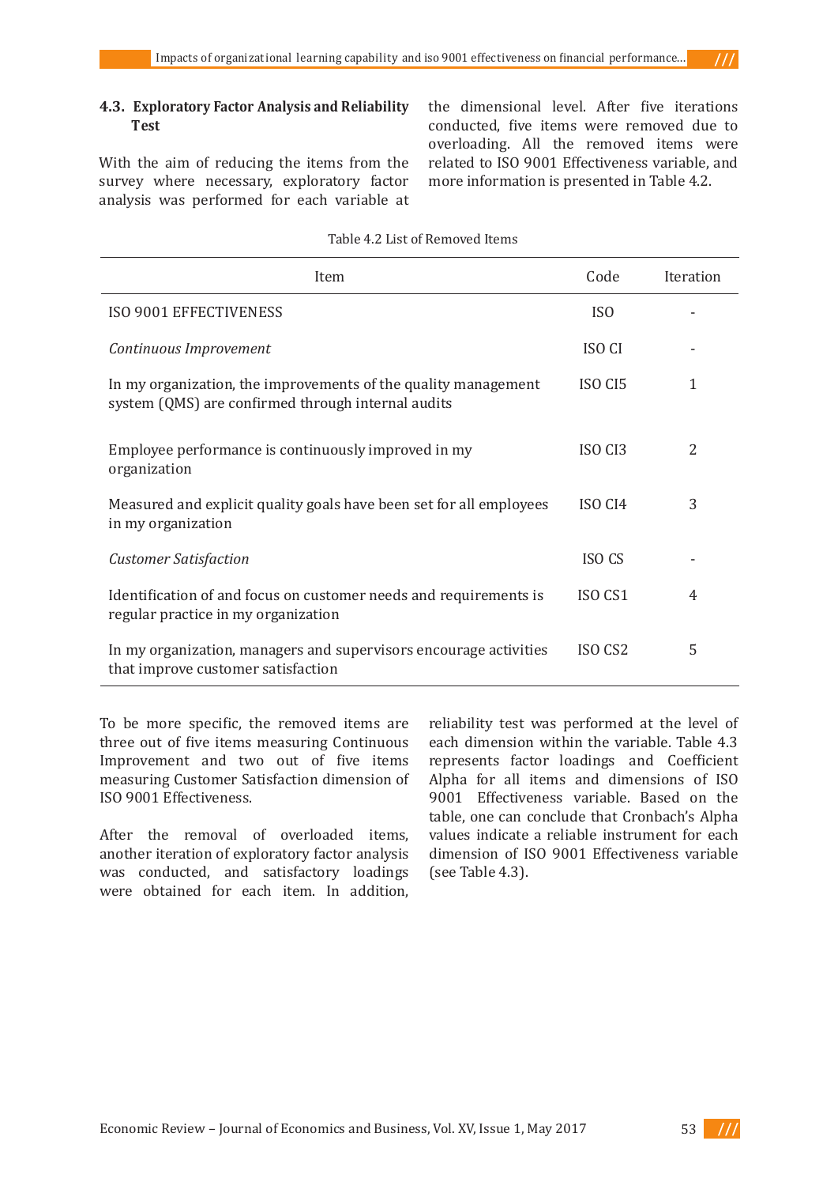### 4.3. Exploratory Factor Analysis and Reliability Test

With the aim of reducing the items from the survey where necessary, exploratory factor analysis was performed for each variable at the dimensional level. After five iterations conducted, five items were removed due to overloading. All the removed items were related to ISO 9001 Effectiveness variable, and more information is presented in Table 4.2.

Table 4.2 List of Removed Items

| Item | Code | Iteration |
|---|---|---|
| ISO 9001 EFFECTIVENESS | ISO | - |
| *Continuous Improvement* | ISO CI | - |
| In my organization, the improvements of the quality management system (QMS) are confirmed through internal audits | ISO CI5 | 1 |
| Employee performance is continuously improved in my organization | ISO CI3 | 2 |
| Measured and explicit quality goals have been set for all employees in my organization | ISO CI4 | 3 |
| *Customer Satisfaction* | ISO CS | - |
| Identification of and focus on customer needs and requirements is regular practice in my organization | ISO CS1 | 4 |
| In my organization, managers and supervisors encourage activities that improve customer satisfaction | ISO CS2 | 5 |

To be more specific, the removed items are three out of five items measuring Continuous Improvement and two out of five items measuring Customer Satisfaction dimension of ISO 9001 Effectiveness.

After the removal of overloaded items, another iteration of exploratory factor analysis was conducted, and satisfactory loadings were obtained for each item. In addition, reliability test was performed at the level of each dimension within the variable. Table 4.3 represents factor loadings and Coefficient Alpha for all items and dimensions of ISO 9001 Effectiveness variable. Based on the table, one can conclude that Cronbach's Alpha values indicate a reliable instrument for each dimension of ISO 9001 Effectiveness variable (see Table 4.3).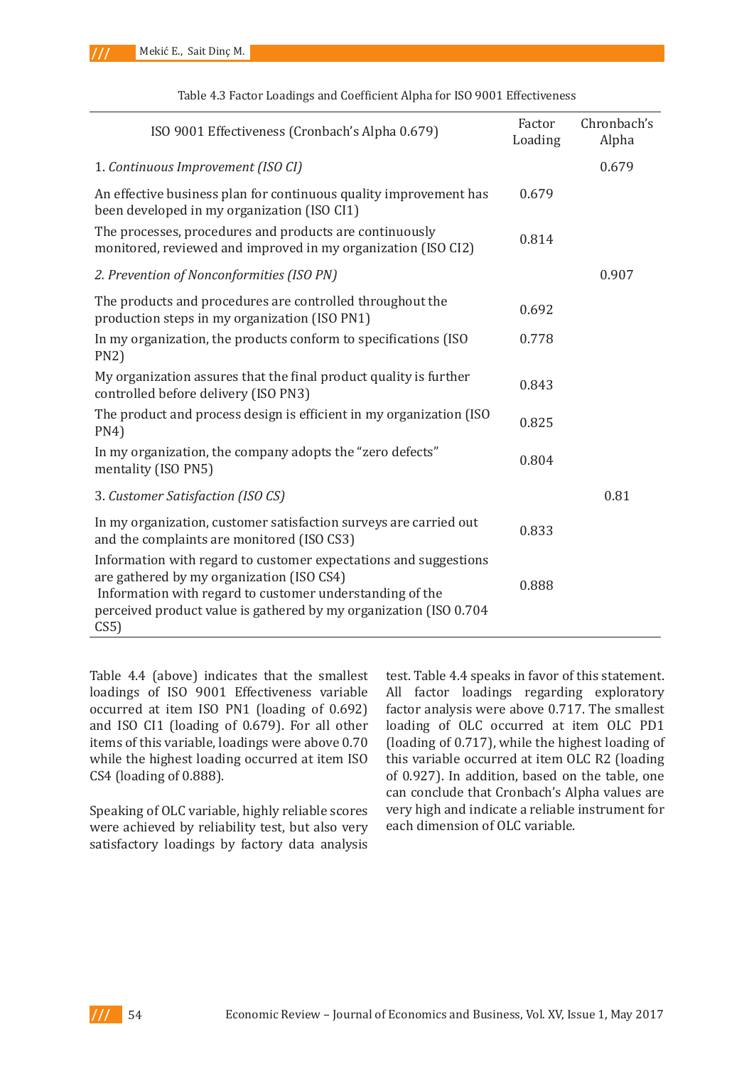Table 4.3 Factor Loadings and Coefficient Alpha for ISO 9001 Effectiveness

| ISO 9001 Effectiveness (Cronbach's Alpha 0.679) | Factor Loading | Chronbach's Alpha |
|---|---|---|
| 1. *Continuous Improvement (ISO CI)* | | 0.679 |
| An effective business plan for continuous quality improvement has been developed in my organization (ISO CI1) | 0.679 | |
| The processes, procedures and products are continuously monitored, reviewed and improved in my organization (ISO CI2) | 0.814 | |
| *2. Prevention of Nonconformities (ISO PN)* | | 0.907 |
| The products and procedures are controlled throughout the production steps in my organization (ISO PN1) | 0.692 | |
| In my organization, the products conform to specifications (ISO PN2) | 0.778 | |
| My organization assures that the final product quality is further controlled before delivery (ISO PN3) | 0.843 | |
| The product and process design is efficient in my organization (ISO PN4) | 0.825 | |
| In my organization, the company adopts the "zero defects" mentality (ISO PN5) | 0.804 | |
| 3. *Customer Satisfaction (ISO CS)* | | 0.81 |
| In my organization, customer satisfaction surveys are carried out and the complaints are monitored (ISO CS3) | 0.833 | |
| Information with regard to customer expectations and suggestions are gathered by my organization (ISO CS4) | 0.888 | |
| Information with regard to customer understanding of the perceived product value is gathered by my organization (ISO CS5) | 0.704 | |

Table 4.4 (above) indicates that the smallest loadings of ISO 9001 Effectiveness variable occurred at item ISO PN1 (loading of 0.692) and ISO CI1 (loading of 0.679). For all other items of this variable, loadings were above 0.70 while the highest loading occurred at item ISO CS4 (loading of 0.888).

Speaking of OLC variable, highly reliable scores were achieved by reliability test, but also very satisfactory loadings by factory data analysis test. Table 4.4 speaks in favor of this statement. All factor loadings regarding exploratory factor analysis were above 0.717. The smallest loading of OLC occurred at item OLC PD1 (loading of 0.717), while the highest loading of this variable occurred at item OLC R2 (loading of 0.927). In addition, based on the table, one can conclude that Cronbach's Alpha values are very high and indicate a reliable instrument for each dimension of OLC variable.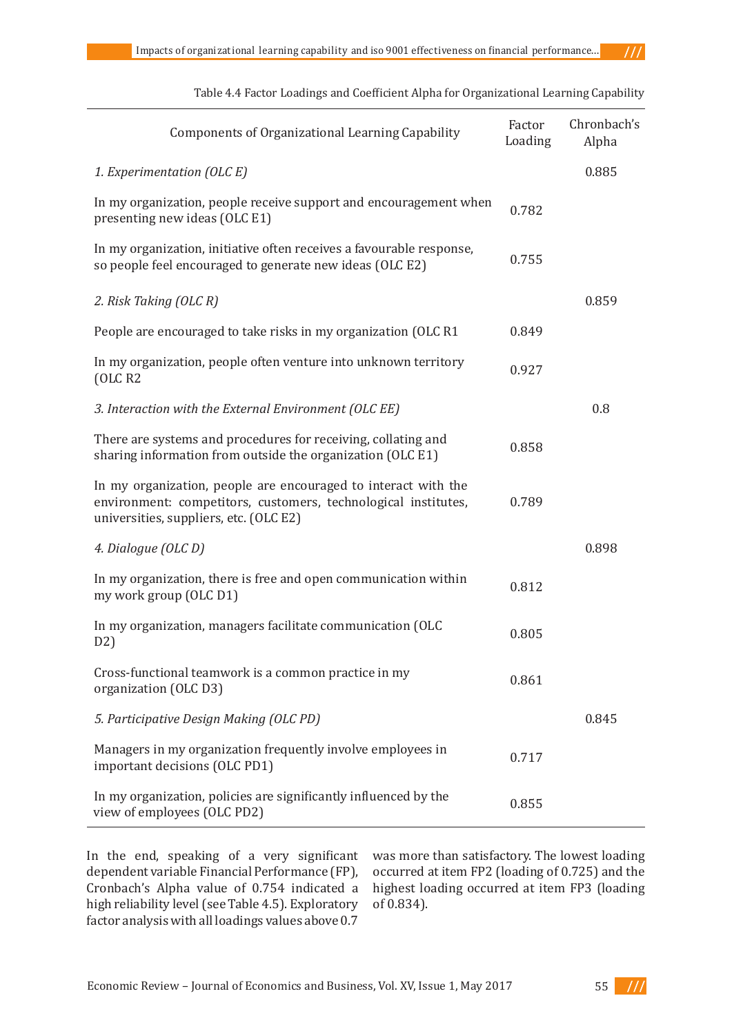Table 4.4 Factor Loadings and Coefficient Alpha for Organizational Learning Capability

| Components of Organizational Learning Capability | Factor Loading | Chronbach's Alpha |
|---|---|---|
| *1. Experimentation (OLC E)* | | 0.885 |
| In my organization, people receive support and encouragement when presenting new ideas (OLC E1) | 0.782 | |
| In my organization, initiative often receives a favourable response, so people feel encouraged to generate new ideas (OLC E2) | 0.755 | |
| *2. Risk Taking (OLC R)* | | 0.859 |
| People are encouraged to take risks in my organization (OLC R1 | 0.849 | |
| In my organization, people often venture into unknown territory (OLC R2 | 0.927 | |
| *3. Interaction with the External Environment (OLC EE)* | | 0.8 |
| There are systems and procedures for receiving, collating and sharing information from outside the organization (OLC E1) | 0.858 | |
| In my organization, people are encouraged to interact with the environment: competitors, customers, technological institutes, universities, suppliers, etc. (OLC E2) | 0.789 | |
| *4. Dialogue (OLC D)* | | 0.898 |
| In my organization, there is free and open communication within my work group (OLC D1) | 0.812 | |
| In my organization, managers facilitate communication (OLC D2) | 0.805 | |
| Cross-functional teamwork is a common practice in my organization (OLC D3) | 0.861 | |
| *5. Participative Design Making (OLC PD)* | | 0.845 |
| Managers in my organization frequently involve employees in important decisions (OLC PD1) | 0.717 | |
| In my organization, policies are significantly influenced by the view of employees (OLC PD2) | 0.855 | |

In the end, speaking of a very significant dependent variable Financial Performance (FP), Cronbach's Alpha value of 0.754 indicated a high reliability level (see Table 4.5). Exploratory factor analysis with all loadings values above 0.7 was more than satisfactory. The lowest loading occurred at item FP2 (loading of 0.725) and the highest loading occurred at item FP3 (loading of 0.834).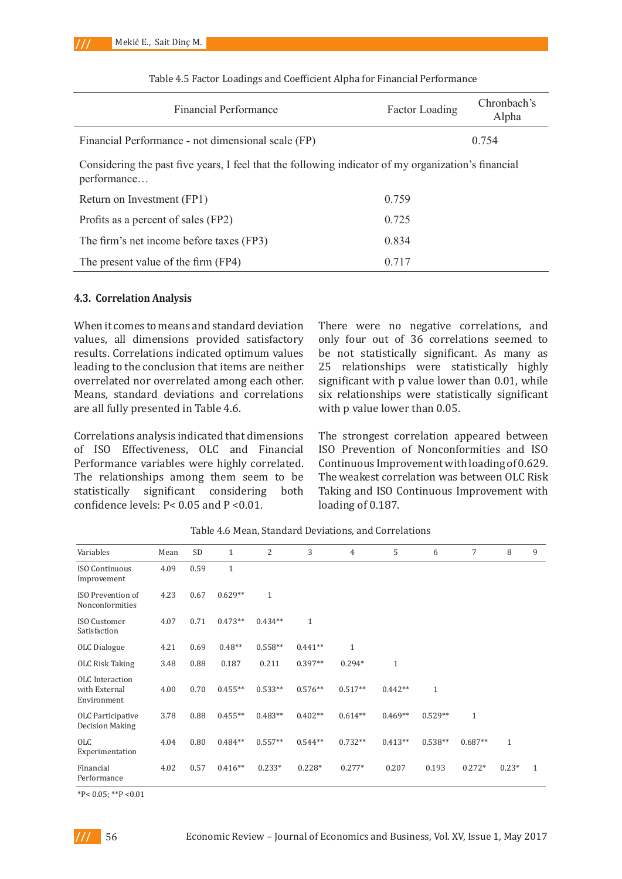Table 4.5 Factor Loadings and Coefficient Alpha for Financial Performance

| Financial Performance | Factor Loading | Chronbach's Alpha |
|---|---|---|
| Financial Performance - not dimensional scale (FP) | | 0.754 |
| Considering the past five years, I feel that the following indicator of my organization's financial performance… | | |
| Return on Investment (FP1) | 0.759 | |
| Profits as a percent of sales (FP2) | 0.725 | |
| The firm's net income before taxes (FP3) | 0.834 | |
| The present value of the firm (FP4) | 0.717 | |

### 4.3. Correlation Analysis

When it comes to means and standard deviation values, all dimensions provided satisfactory results. Correlations indicated optimum values leading to the conclusion that items are neither overrelated nor overrelated among each other. Means, standard deviations and correlations are all fully presented in Table 4.6.

Correlations analysis indicated that dimensions of ISO Effectiveness, OLC and Financial Performance variables were highly correlated. The relationships among them seem to be statistically significant considering both confidence levels: $P < 0.05$ and $P < 0.01$.

There were no negative correlations, and only four out of 36 correlations seemed to be not statistically significant. As many as 25 relationships were statistically highly significant with p value lower than 0.01, while six relationships were statistically significant with p value lower than 0.05.

The strongest correlation appeared between ISO Prevention of Nonconformities and ISO Continuous Improvement with loading of 0.629. The weakest correlation was between OLC Risk Taking and ISO Continuous Improvement with loading of 0.187.

Table 4.6 Mean, Standard Deviations, and Correlations

| Variables | Mean | SD | 1 | 2 | 3 | 4 | 5 | 6 | 7 | 8 | 9 |
|---|---|---|---|---|---|---|---|---|---|---|---|
| ISO Continuous Improvement | 4.09 | 0.59 | 1 | | | | | | | | |
| ISO Prevention of Nonconformities | 4.23 | 0.67 | 0.629** | 1 | | | | | | | |
| ISO Customer Satisfaction | 4.07 | 0.71 | 0.473** | 0.434** | 1 | | | | | | |
| OLC Dialogue | 4.21 | 0.69 | 0.48** | 0.558** | 0.441** | 1 | | | | | |
| OLC Risk Taking | 3.48 | 0.88 | 0.187 | 0.211 | 0.397** | 0.294* | 1 | | | | |
| OLC Interaction with External Environment | 4.00 | 0.70 | 0.455** | 0.533** | 0.576** | 0.517** | 0.442** | 1 | | | |
| OLC Participative Decision Making | 3.78 | 0.88 | 0.455** | 0.483** | 0.402** | 0.614** | 0.469** | 0.529** | 1 | | |
| OLC Experimentation | 4.04 | 0.80 | 0.484** | 0.557** | 0.544** | 0.732** | 0.413** | 0.538** | 0.687** | 1 | |
| Financial Performance | 4.02 | 0.57 | 0.416** | 0.233* | 0.228* | 0.277* | 0.207 | 0.193 | 0.272* | 0.23* | 1 |

*P< 0.05; **P <0.01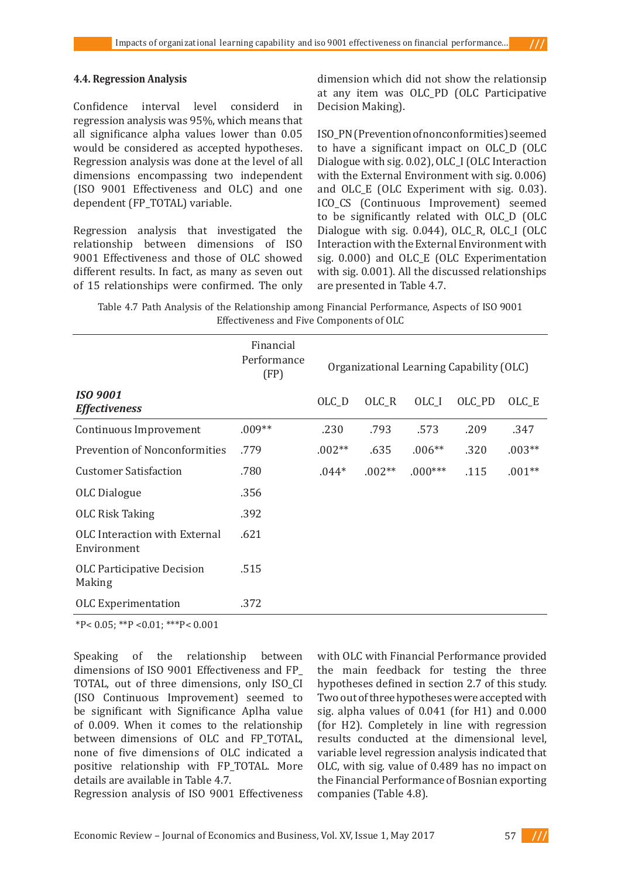### 4.4. Regression Analysis

Confidence interval level considerd in regression analysis was 95%, which means that all significance alpha values lower than 0.05 would be considered as accepted hypotheses. Regression analysis was done at the level of all dimensions encompassing two independent (ISO 9001 Effectiveness and OLC) and one dependent (FP_TOTAL) variable.

Regression analysis that investigated the relationship between dimensions of ISO 9001 Effectiveness and those of OLC showed different results. In fact, as many as seven out of 15 relationships were confirmed. The only dimension which did not show the relationsip at any item was OLC_PD (OLC Participative Decision Making).

ISO_PN (Prevention of nonconformities) seemed to have a significant impact on OLC_D (OLC Dialogue with sig. 0.02), OLC_I (OLC Interaction with the External Environment with sig. 0.006) and OLC_E (OLC Experiment with sig. 0.03). ICO_CS (Continuous Improvement) seemed to be significantly related with OLC_D (OLC Dialogue with sig. 0.044), OLC_R, OLC_I (OLC Interaction with the External Environment with sig. 0.000) and OLC_E (OLC Experimentation with sig. 0.001). All the discussed relationships are presented in Table 4.7.

Table 4.7 Path Analysis of the Relationship among Financial Performance, Aspects of ISO 9001 Effectiveness and Five Components of OLC

| | Financial Performance (FP) | Organizational Learning Capability (OLC) | | | | |
|---|---|---|---|---|---|---|
| ***ISO 9001 Effectiveness*** | | OLC_D | OLC_R | OLC_I | OLC_PD | OLC_E |
| Continuous Improvement | .009** | .230 | .793 | .573 | .209 | .347 |
| Prevention of Nonconformities | .779 | .002** | .635 | .006** | .320 | .003** |
| Customer Satisfaction | .780 | .044* | .002** | .000*** | .115 | .001** |
| OLC Dialogue | .356 | | | | | |
| OLC Risk Taking | .392 | | | | | |
| OLC Interaction with External Environment | .621 | | | | | |
| OLC Participative Decision Making | .515 | | | | | |
| OLC Experimentation | .372 | | | | | |

*P< 0.05; **P <0.01; ***P< 0.001

Speaking of the relationship between dimensions of ISO 9001 Effectiveness and FP_TOTAL, out of three dimensions, only ISO_CI (ISO Continuous Improvement) seemed to be significant with Significance Aplha value of 0.009. When it comes to the relationship between dimensions of OLC and FP_TOTAL, none of five dimensions of OLC indicated a positive relationship with FP_TOTAL. More details are available in Table 4.7.

Regression analysis of ISO 9001 Effectiveness with OLC with Financial Performance provided the main feedback for testing the three hypotheses defined in section 2.7 of this study. Two out of three hypotheses were accepted with sig. alpha values of 0.041 (for H1) and 0.000 (for H2). Completely in line with regression results conducted at the dimensional level, variable level regression analysis indicated that OLC, with sig. value of 0.489 has no impact on the Financial Performance of Bosnian exporting companies (Table 4.8).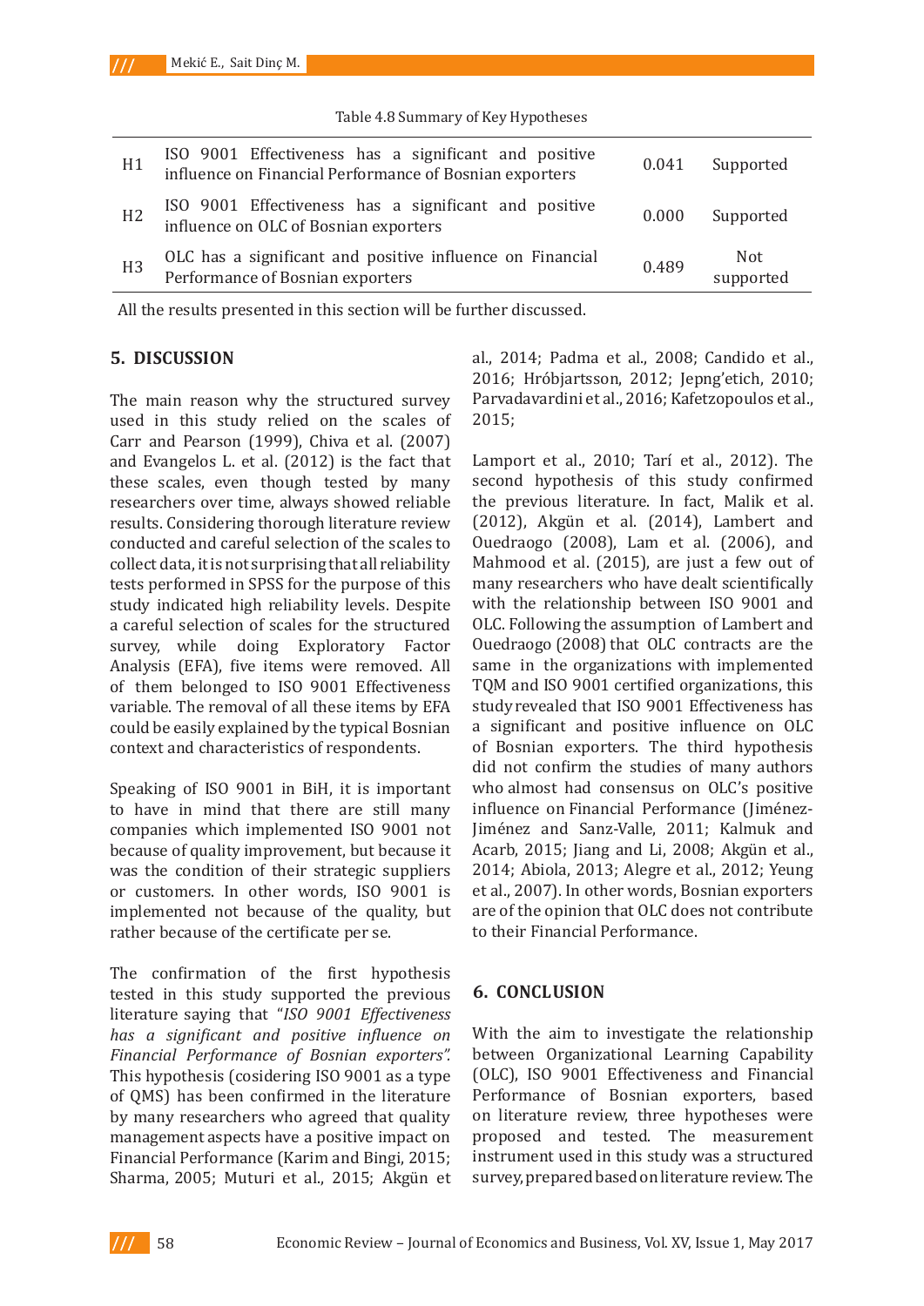Table 4.8 Summary of Key Hypotheses

| | | | |
|---|---|---|---|
| H1 | ISO 9001 Effectiveness has a significant and positive influence on Financial Performance of Bosnian exporters | 0.041 | Supported |
| H2 | ISO 9001 Effectiveness has a significant and positive influence on OLC of Bosnian exporters | 0.000 | Supported |
| H3 | OLC has a significant and positive influence on Financial Performance of Bosnian exporters | 0.489 | Not supported |

All the results presented in this section will be further discussed.

## 5. DISCUSSION

The main reason why the structured survey used in this study relied on the scales of Carr and Pearson (1999), Chiva et al. (2007) and Evangelos L. et al. (2012) is the fact that these scales, even though tested by many researchers over time, always showed reliable results. Considering thorough literature review conducted and careful selection of the scales to collect data, it is not surprising that all reliability tests performed in SPSS for the purpose of this study indicated high reliability levels. Despite a careful selection of scales for the structured survey, while doing Exploratory Factor Analysis (EFA), five items were removed. All of them belonged to ISO 9001 Effectiveness variable. The removal of all these items by EFA could be easily explained by the typical Bosnian context and characteristics of respondents.

Speaking of ISO 9001 in BiH, it is important to have in mind that there are still many companies which implemented ISO 9001 not because of quality improvement, but because it was the condition of their strategic suppliers or customers. In other words, ISO 9001 is implemented not because of the quality, but rather because of the certificate per se.

The confirmation of the first hypothesis tested in this study supported the previous literature saying that "*ISO 9001 Effectiveness has a significant and positive influence on Financial Performance of Bosnian exporters".* This hypothesis (cosidering ISO 9001 as a type of QMS) has been confirmed in the literature by many researchers who agreed that quality management aspects have a positive impact on Financial Performance (Karim and Bingi, 2015; Sharma, 2005; Muturi et al., 2015; Akgün et al., 2014; Padma et al., 2008; Candido et al., 2016; Hróbjartsson, 2012; Jepng'etich, 2010; Parvadavardini et al., 2016; Kafetzopoulos et al., 2015;

Lamport et al., 2010; Tarí et al., 2012). The second hypothesis of this study confirmed the previous literature. In fact, Malik et al. (2012), Akgün et al. (2014), Lambert and Ouedraogo (2008), Lam et al. (2006), and Mahmood et al. (2015), are just a few out of many researchers who have dealt scientifically with the relationship between ISO 9001 and OLC. Following the assumption of Lambert and Ouedraogo (2008) that OLC contracts are the same in the organizations with implemented TQM and ISO 9001 certified organizations, this study revealed that ISO 9001 Effectiveness has a significant and positive influence on OLC of Bosnian exporters. The third hypothesis did not confirm the studies of many authors who almost had consensus on OLC's positive influence on Financial Performance (Jiménez-Jiménez and Sanz-Valle, 2011; Kalmuk and Acarb, 2015; Jiang and Li, 2008; Akgün et al., 2014; Abiola, 2013; Alegre et al., 2012; Yeung et al., 2007). In other words, Bosnian exporters are of the opinion that OLC does not contribute to their Financial Performance.

## 6. CONCLUSION

With the aim to investigate the relationship between Organizational Learning Capability (OLC), ISO 9001 Effectiveness and Financial Performance of Bosnian exporters, based on literature review, three hypotheses were proposed and tested. The measurement instrument used in this study was a structured survey, prepared based on literature review. The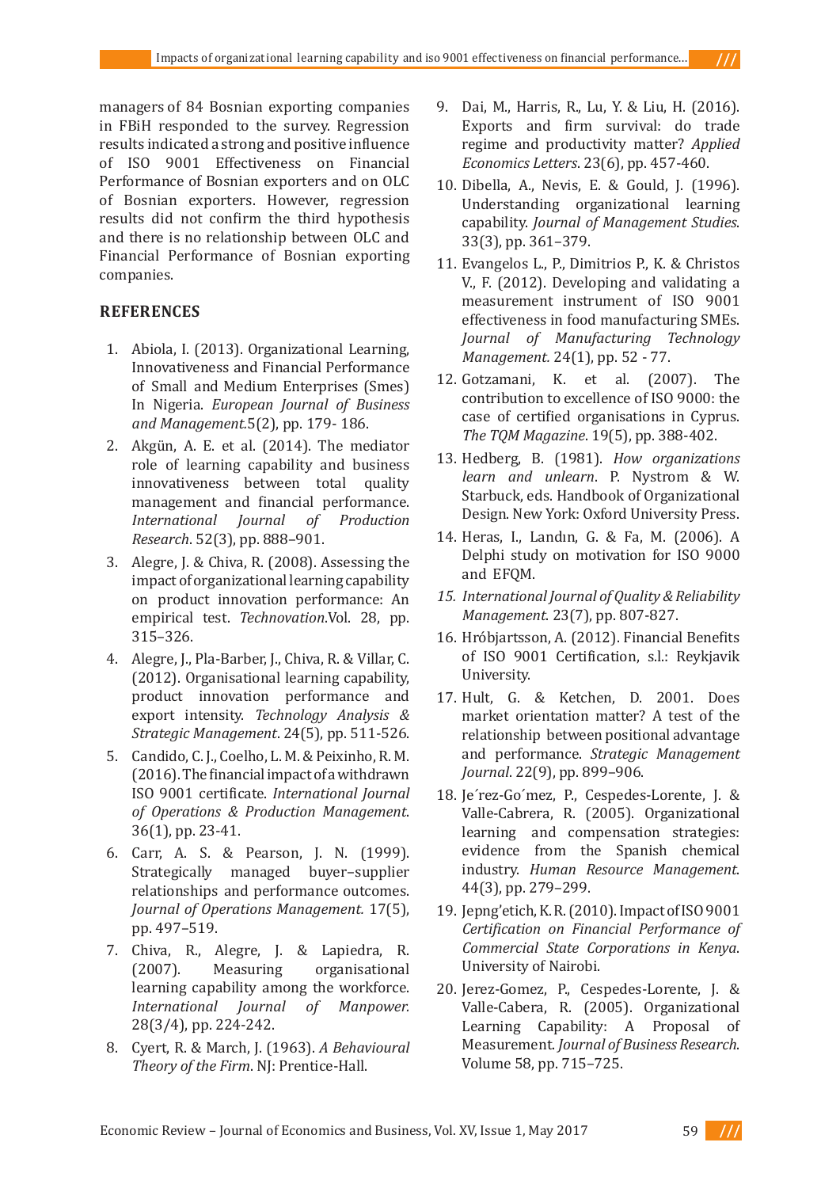managers of 84 Bosnian exporting companies in FBiH responded to the survey. Regression results indicated a strong and positive influence of ISO 9001 Effectiveness on Financial Performance of Bosnian exporters and on OLC of Bosnian exporters. However, regression results did not confirm the third hypothesis and there is no relationship between OLC and Financial Performance of Bosnian exporting companies.

## REFERENCES

1. Abiola, I. (2013). Organizational Learning, Innovativeness and Financial Performance of Small and Medium Enterprises (Smes) In Nigeria. *European Journal of Business and Management.*5(2), pp. 179- 186.
2. Akgün, A. E. et al. (2014). The mediator role of learning capability and business innovativeness between total quality management and financial performance. *International Journal of Production Research*. 52(3), pp. 888–901.
3. Alegre, J. & Chiva, R. (2008). Assessing the impact of organizational learning capability on product innovation performance: An empirical test. *Technovation.*Vol. 28, pp. 315–326.
4. Alegre, J., Pla-Barber, J., Chiva, R. & Villar, C. (2012). Organisational learning capability, product innovation performance and export intensity. *Technology Analysis & Strategic Management*. 24(5), pp. 511-526.
5. Candido, C. J., Coelho, L. M. & Peixinho, R. M. (2016). The financial impact of a withdrawn ISO 9001 certificate. *International Journal of Operations & Production Management*. 36(1), pp. 23-41.
6. Carr, A. S. & Pearson, J. N. (1999). Strategically managed buyer–supplier relationships and performance outcomes. *Journal of Operations Management.* 17(5), pp. 497–519.
7. Chiva, R., Alegre, J. & Lapiedra, R. (2007). Measuring organisational learning capability among the workforce. *International Journal of Manpower.* 28(3/4), pp. 224-242.
8. Cyert, R. & March, J. (1963). *A Behavioural Theory of the Firm*. NJ: Prentice-Hall.
9. Dai, M., Harris, R., Lu, Y. & Liu, H. (2016). Exports and firm survival: do trade regime and productivity matter? *Applied Economics Letters*. 23(6), pp. 457-460.
10. Dibella, A., Nevis, E. & Gould, J. (1996). Understanding organizational learning capability. *Journal of Management Studies*. 33(3), pp. 361–379.
11. Evangelos L., P., Dimitrios P., K. & Christos V., F. (2012). Developing and validating a measurement instrument of ISO 9001 effectiveness in food manufacturing SMEs. *Journal of Manufacturing Technology Management.* 24(1), pp. 52 - 77.
12. Gotzamani, K. et al. (2007). The contribution to excellence of ISO 9000: the case of certified organisations in Cyprus. *The TQM Magazine*. 19(5), pp. 388-402.
13. Hedberg, B. (1981). *How organizations learn and unlearn*. P. Nystrom & W. Starbuck, eds. Handbook of Organizational Design. New York: Oxford University Press.
14. Heras, I., Landın, G. & Fa, M. (2006). A Delphi study on motivation for ISO 9000 and EFQM.
15. *International Journal of Quality & Reliability Management*. 23(7), pp. 807-827.
16. Hróbjartsson, A. (2012). Financial Benefits of ISO 9001 Certification, s.l.: Reykjavik University.
17. Hult, G. & Ketchen, D. 2001. Does market orientation matter? A test of the relationship between positional advantage and performance. *Strategic Management Journal*. 22(9), pp. 899–906.
18. Je´rez-Go´mez, P., Cespedes-Lorente, J. & Valle-Cabrera, R. (2005). Organizational learning and compensation strategies: evidence from the Spanish chemical industry. *Human Resource Management*. 44(3), pp. 279–299.
19. Jepng'etich, K. R. (2010). Impact of ISO 9001 *Certification on Financial Performance of Commercial State Corporations in Kenya*. University of Nairobi.
20. Jerez-Gomez, P., Cespedes-Lorente, J. & Valle-Cabera, R. (2005). Organizational Learning Capability: A Proposal of Measurement. *Journal of Business Research*. Volume 58, pp. 715–725.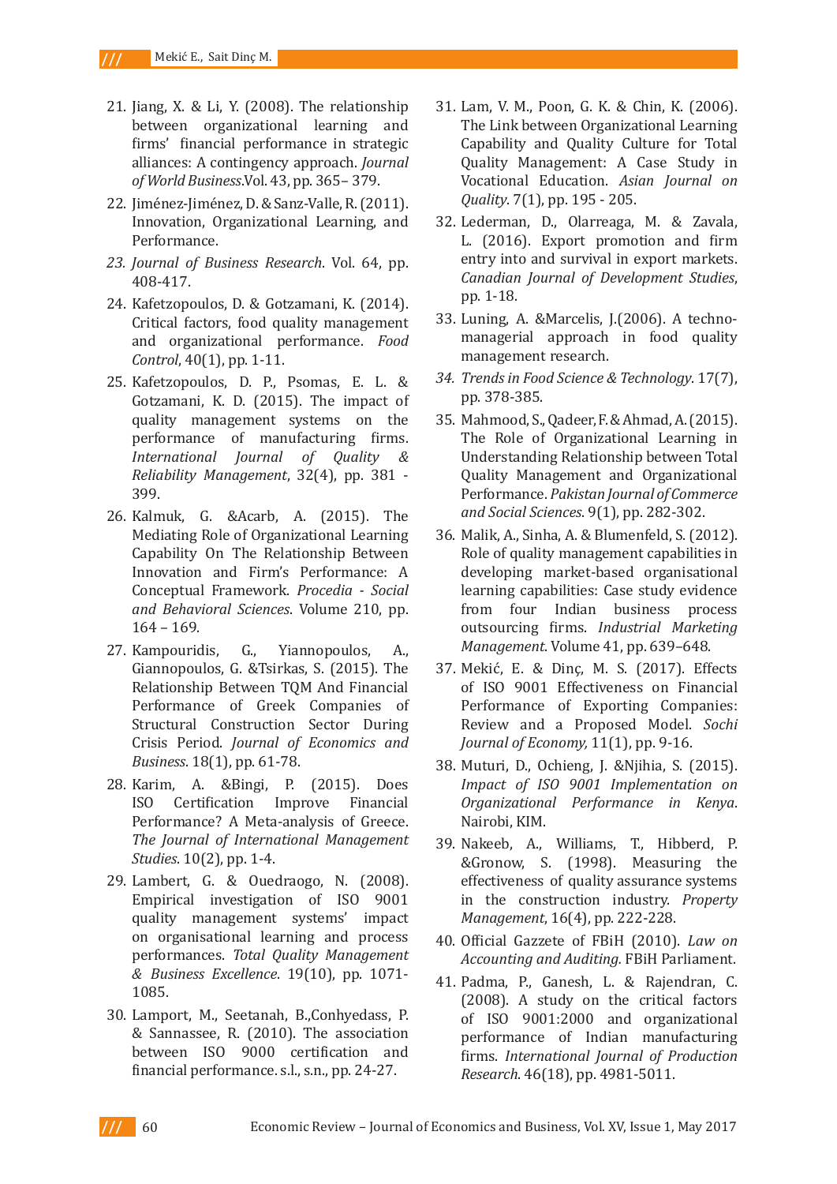21. Jiang, X. & Li, Y. (2008). The relationship between organizational learning and firms' financial performance in strategic alliances: A contingency approach. *Journal of World Business*.Vol. 43, pp. 365– 379.
22. Jiménez-Jiménez, D. & Sanz-Valle, R. (2011). Innovation, Organizational Learning, and Performance.
23. *Journal of Business Research*. Vol. 64, pp. 408-417.
24. Kafetzopoulos, D. & Gotzamani, K. (2014). Critical factors, food quality management and organizational performance. *Food Control*, 40(1), pp. 1-11.
25. Kafetzopoulos, D. P., Psomas, E. L. & Gotzamani, K. D. (2015). The impact of quality management systems on the performance of manufacturing firms. *International Journal of Quality & Reliability Management*, 32(4), pp. 381 - 399.
26. Kalmuk, G. &Acarb, A. (2015). The Mediating Role of Organizational Learning Capability On The Relationship Between Innovation and Firm's Performance: A Conceptual Framework. *Procedia - Social and Behavioral Sciences*. Volume 210, pp. 164 – 169.
27. Kampouridis, G., Yiannopoulos, A., Giannopoulos, G. &Tsirkas, S. (2015). The Relationship Between TQM And Financial Performance of Greek Companies of Structural Construction Sector During Crisis Period. *Journal of Economics and Business*. 18(1), pp. 61-78.
28. Karim, A. &Bingi, P. (2015). Does ISO Certification Improve Financial Performance? A Meta-analysis of Greece. *The Journal of International Management Studies*. 10(2), pp. 1-4.
29. Lambert, G. & Ouedraogo, N. (2008). Empirical investigation of ISO 9001 quality management systems' impact on organisational learning and process performances. *Total Quality Management & Business Excellence*. 19(10), pp. 1071-1085.
30. Lamport, M., Seetanah, B.,Conhyedass, P. & Sannassee, R. (2010). The association between ISO 9000 certification and financial performance. s.l., s.n., pp. 24-27.
31. Lam, V. M., Poon, G. K. & Chin, K. (2006). The Link between Organizational Learning Capability and Quality Culture for Total Quality Management: A Case Study in Vocational Education. *Asian Journal on Quality*. 7(1), pp. 195 - 205.
32. Lederman, D., Olarreaga, M. & Zavala, L. (2016). Export promotion and firm entry into and survival in export markets. *Canadian Journal of Development Studies*, pp. 1-18.
33. Luning, A. &Marcelis, J.(2006). A techno-managerial approach in food quality management research.
34. *Trends in Food Science & Technology*. 17(7), pp. 378-385.
35. Mahmood, S., Qadeer, F. & Ahmad, A. (2015). The Role of Organizational Learning in Understanding Relationship between Total Quality Management and Organizational Performance. *Pakistan Journal of Commerce and Social Sciences*. 9(1), pp. 282-302.
36. Malik, A., Sinha, A. & Blumenfeld, S. (2012). Role of quality management capabilities in developing market-based organisational learning capabilities: Case study evidence from four Indian business process outsourcing firms. *Industrial Marketing Management*. Volume 41, pp. 639–648.
37. Mekić, E. & Dinç, M. S. (2017). Effects of ISO 9001 Effectiveness on Financial Performance of Exporting Companies: Review and a Proposed Model. *Sochi Journal of Economy,* 11(1), pp. 9-16.
38. Muturi, D., Ochieng, J. &Njihia, S. (2015). *Impact of ISO 9001 Implementation on Organizational Performance in Kenya*. Nairobi, KIM.
39. Nakeeb, A., Williams, T., Hibberd, P. &Gronow, S. (1998). Measuring the effectiveness of quality assurance systems in the construction industry. *Property Management*, 16(4), pp. 222-228.
40. Official Gazzete of FBiH (2010). *Law on Accounting and Auditing.* FBiH Parliament.
41. Padma, P., Ganesh, L. & Rajendran, C. (2008). A study on the critical factors of ISO 9001:2000 and organizational performance of Indian manufacturing firms. *International Journal of Production Research*. 46(18), pp. 4981-5011.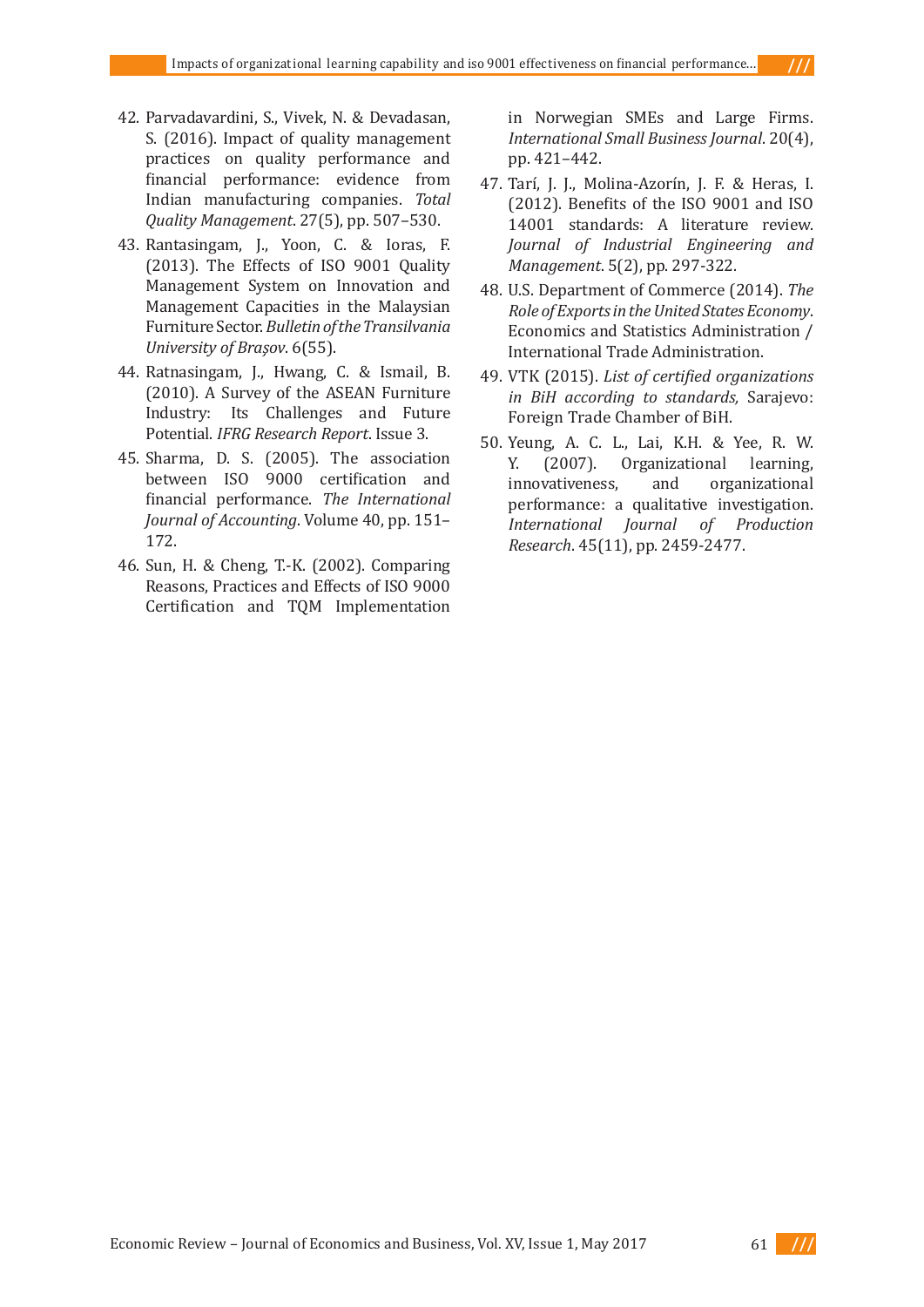42. Parvadavardini, S., Vivek, N. & Devadasan, S. (2016). Impact of quality management practices on quality performance and financial performance: evidence from Indian manufacturing companies. *Total Quality Management*. 27(5), pp. 507–530.
43. Rantasingam, J., Yoon, C. & Ioras, F. (2013). The Effects of ISO 9001 Quality Management System on Innovation and Management Capacities in the Malaysian Furniture Sector. *Bulletin of the Transilvania University of Brașov*. 6(55).
44. Ratnasingam, J., Hwang, C. & Ismail, B. (2010). A Survey of the ASEAN Furniture Industry: Its Challenges and Future Potential. *IFRG Research Report*. Issue 3.
45. Sharma, D. S. (2005). The association between ISO 9000 certification and financial performance. *The International Journal of Accounting*. Volume 40, pp. 151–172.
46. Sun, H. & Cheng, T.-K. (2002). Comparing Reasons, Practices and Effects of ISO 9000 Certification and TQM Implementation in Norwegian SMEs and Large Firms. *International Small Business Journal*. 20(4), pp. 421–442.
47. Tarí, J. J., Molina-Azorín, J. F. & Heras, I. (2012). Benefits of the ISO 9001 and ISO 14001 standards: A literature review. *Journal of Industrial Engineering and Management*. 5(2), pp. 297-322.
48. U.S. Department of Commerce (2014). *The Role of Exports in the United States Economy*. Economics and Statistics Administration / International Trade Administration.
49. VTK (2015). *List of certified organizations in BiH according to standards,* Sarajevo: Foreign Trade Chamber of BiH.
50. Yeung, A. C. L., Lai, K.H. & Yee, R. W. Y. (2007). Organizational learning, innovativeness, and organizational performance: a qualitative investigation. *International Journal of Production Research*. 45(11), pp. 2459-2477.